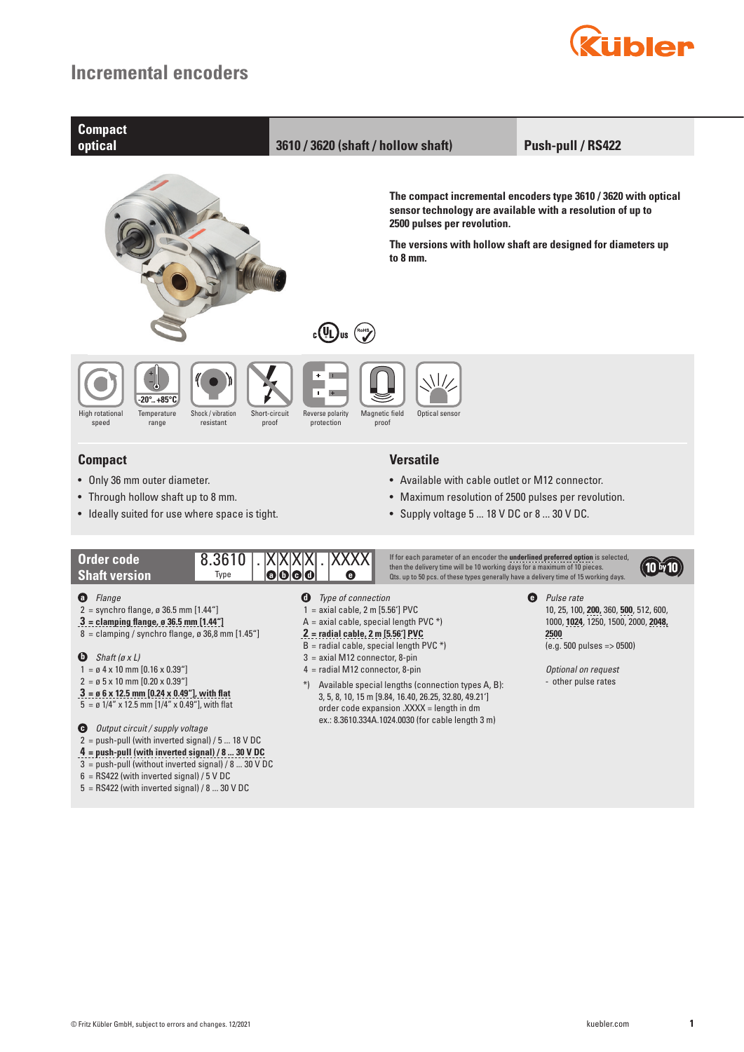# Incremental encoders

**Compact optical** | **3610 / 3620 (shaft / hollow shaft)** | **Push-pull / RS422**

**The compact incremental encoders type 3610 / 3620 with optical sensor technology are available with a resolution of up to 2500 pulses per revolution.**

**The versions with hollow shaft are designed for diameters up to 8 mm.**

High rotational speed · Temperature range (-20°... +85°C) · Shock / vibration resistant · Short-circuit proof · Reverse polarity protection · Magnetic field proof · Optical sensor

## Compact

- Only 36 mm outer diameter.
- Through hollow shaft up to 8 mm.
- Ideally suited for use where space is tight.

## Versatile

- Available with cable outlet or M12 connector.
- Maximum resolution of 2500 pulses per revolution.
- Supply voltage 5 ... 18 V DC or 8 ... 30 V DC.

## Order code Shaft version

8.3610 . X X X X . XXXX
Type a b c d e

If for each parameter of an encoder the **underlined preferred option** is selected, then the delivery time will be 10 working days for a maximum of 10 pieces. Qts. up to 50 pcs. of these types generally have a delivery time of 15 working days.

**a** *Flange*
2 = synchro flange, ø 36.5 mm [1.44"]
**3 = clamping flange, ø 36.5 mm [1.44"]**
8 = clamping / synchro flange, ø 36,8 mm [1.45"]

**b** *Shaft (ø x L)*
1 = ø 4 x 10 mm [0.16 x 0.39"]
2 = ø 5 x 10 mm [0.20 x 0.39"]
**3 = ø 6 x 12.5 mm [0.24 x 0.49"], with flat**
5 = ø 1/4" x 12.5 mm [1/4" x 0.49"], with flat

**c** *Output circuit / supply voltage*
2 = push-pull (with inverted signal) / 5 ... 18 V DC
**4 = push-pull (with inverted signal) / 8 ... 30 V DC**
3 = push-pull (without inverted signal) / 8 ... 30 V DC
6 = RS422 (with inverted signal) / 5 V DC
5 = RS422 (with inverted signal) / 8 ... 30 V DC

**d** *Type of connection*
1 = axial cable, 2 m [5.56'] PVC
A = axial cable, special length PVC *)
**2 = radial cable, 2 m [5.56'] PVC**
B = radial cable, special length PVC *)
3 = axial M12 connector, 8-pin
4 = radial M12 connector, 8-pin

*) Available special lengths (connection types A, B): 3, 5, 8, 10, 15 m [9.84, 16.40, 26.25, 32.80, 49.21'] order code expansion .XXXX = length in dm ex.: 8.3610.334A.1024.0030 (for cable length 3 m)

**e** *Pulse rate*
10, 25, 100, **200**, 360, **500**, 512, 600, 1000, **1024**, 1250, 1500, 2000, **2048**, **2500**
(e.g. 500 pulses => 0500)

*Optional on request*
- other pulse rates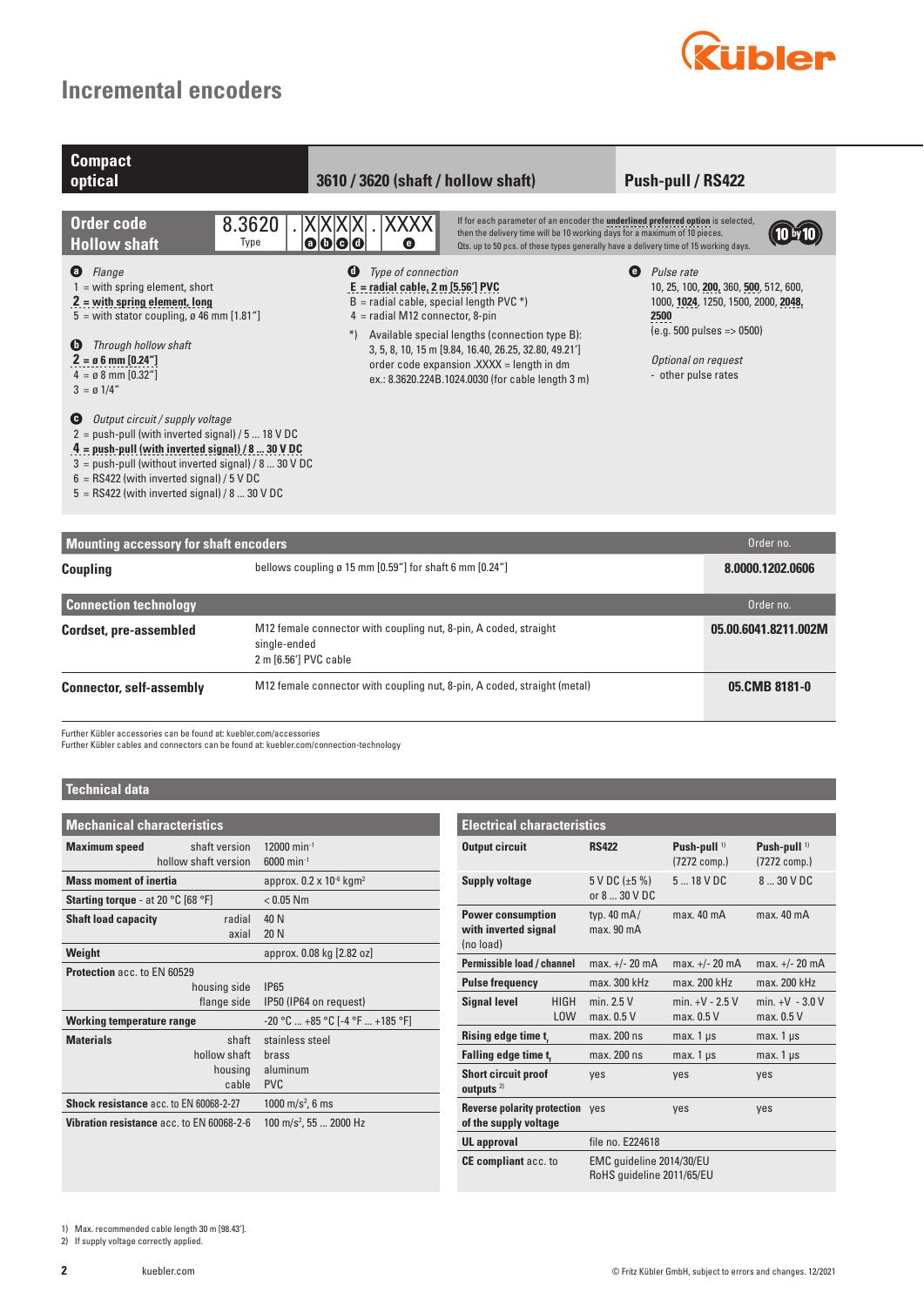# Incremental encoders

## Compact optical | 3610 / 3620 (shaft / hollow shaft) | Push-pull / RS422

## Order code Hollow shaft

**8.3620 . X X X X . XXXX**
Type — a b c d — e

If for each parameter of an encoder the **underlined preferred option** is selected, then the delivery time will be 10 working days for a maximum of 10 pieces. Qts. up to 50 pcs. of these types generally have a delivery time of 15 working days.

**a** *Flange*
1 = with spring element, short
**2 = with spring element, long**
5 = with stator coupling, ø 46 mm [1.81“]

**b** *Through hollow shaft*
**2 = ø 6 mm [0.24“]**
4 = ø 8 mm [0.32“]
3 = ø 1/4“

**c** *Output circuit / supply voltage*
2 = push-pull (with inverted signal) / 5 ... 18 V DC
**4 = push-pull (with inverted signal) / 8 ... 30 V DC**
3 = push-pull (without inverted signal) / 8 ... 30 V DC
6 = RS422 (with inverted signal) / 5 V DC
5 = RS422 (with inverted signal) / 8 ... 30 V DC

**d** *Type of connection*
**E = radial cable, 2 m [6.56’] PVC**
B = radial cable, special length PVC *)
4 = radial M12 connector, 8-pin

*) Available special lengths (connection type B): 3, 5, 8, 10, 15 m [9.84, 16.40, 26.25, 32.80, 49.21’] order code expansion .XXXX = length in dm ex.: 8.3620.224B.1024.0030 (for cable length 3 m)

**e** *Pulse rate*
10, 25, 100, **200**, 360, **500**, 512, 600, 1000, **1024**, 1250, 1500, 2000, **2048**, **2500**
(e.g. 500 pulses => 0500)

*Optional on request*
- other pulse rates

## Mounting accessory for shaft encoders

| | | Order no. |
|---|---|---|
| **Coupling** | bellows coupling ø 15 mm [0.59“] for shaft 6 mm [0.24“] | **8.0000.1202.0606** |

## Connection technology

| | | Order no. |
|---|---|---|
| **Cordset, pre-assembled** | M12 female connector with coupling nut, 8-pin, A coded, straight single-ended 2 m [6.56’] PVC cable | **05.00.6041.8211.002M** |
| **Connector, self-assembly** | M12 female connector with coupling nut, 8-pin, A coded, straight (metal) | **05.CMB 8181-0** |

Further Kübler accessories can be found at: kuebler.com/accessories
Further Kübler cables and connectors can be found at: kuebler.com/connection-technology

## Technical data

### Mechanical characteristics

| | | |
|---|---|---|
| **Maximum speed** | shaft version | 12000 $min^{-1}$ |
| | hollow shaft version | 6000 $min^{-1}$ |
| **Mass moment of inertia** | | approx. 0.2 x $10^{-6}$ $kgm^2$ |
| **Starting torque** - at 20 °C [68 °F] | | < 0.05 Nm |
| **Shaft load capacity** | radial | 40 N |
| | axial | 20 N |
| **Weight** | | approx. 0.08 kg [2.82 oz] |
| **Protection** acc. to EN 60529 | housing side | IP65 |
| | flange side | IP50 (IP64 on request) |
| **Working temperature range** | | -20 °C ... +85 °C [-4 °F ... +185 °F] |
| **Materials** | shaft | stainless steel |
| | hollow shaft | brass |
| | housing | aluminum |
| | cable | PVC |
| **Shock resistance** acc. to EN 60068-2-27 | | 1000 $m/s^2$, 6 ms |
| **Vibration resistance** acc. to EN 60068-2-6 | | 100 $m/s^2$, 55 ... 2000 Hz |

### Electrical characteristics

| **Output circuit** | **RS422** | **Push-pull** [1] (7272 comp.) | **Push-pull** [1] (7272 comp.) |
|---|---|---|---|
| **Supply voltage** | 5 V DC (±5 %) or 8 ... 30 V DC | 5 ... 18 V DC | 8 ... 30 V DC |
| **Power consumption with inverted signal** (no load) | typ. 40 mA/ max. 90 mA | max. 40 mA | max. 40 mA |
| **Permissible load / channel** | max. +/- 20 mA | max. +/- 20 mA | max. +/- 20 mA |
| **Pulse frequency** | max. 300 kHz | max. 200 kHz | max. 200 kHz |
| **Signal level** HIGH | min. 2.5 V | min. +V - 2.5 V | min. +V - 3.0 V |
| **Signal level** LOW | max. 0.5 V | max. 0.5 V | max. 0.5 V |
| **Rising edge time** $t_r$ | max. 200 ns | max. 1 µs | max. 1 µs |
| **Falling edge time** $t_f$ | max. 200 ns | max. 1 µs | max. 1 µs |
| **Short circuit proof outputs** [2] | yes | yes | yes |
| **Reverse polarity protection of the supply voltage** | yes | yes | yes |
| **UL approval** | file no. E224618 | | |
| **CE compliant** acc. to | EMC guideline 2014/30/EU RoHS guideline 2011/65/EU | | |

1) Max. recommended cable length 30 m [98.43’].
2) If supply voltage correctly applied.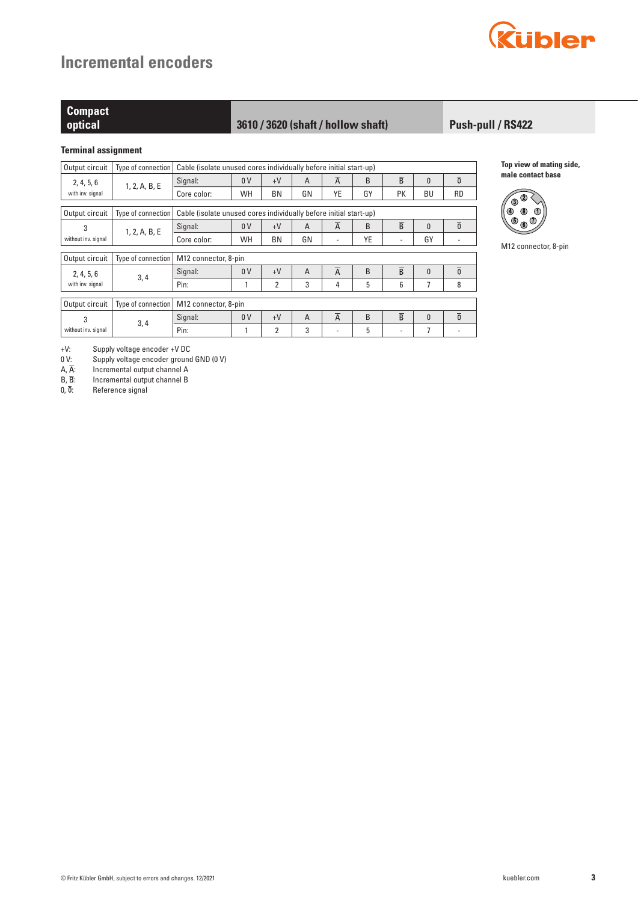# Incremental encoders

| Compact optical | 3610 / 3620 (shaft / hollow shaft) | Push-pull / RS422 |
|---|---|---|

## Terminal assignment

| Output circuit | Type of connection | Cable (isolate unused cores individually before initial start-up) | | | | | | | | |
|---|---|---|---|---|---|---|---|---|---|---|
| 2, 4, 5, 6 with inv. signal | 1, 2, A, B, E | Signal: | 0 V | +V | A | $\overline{A}$ | B | $\overline{B}$ | 0 | $\overline{0}$ |
| | | Core color: | WH | BN | GN | YE | GY | PK | BU | RD |

| Output circuit | Type of connection | Cable (isolate unused cores individually before initial start-up) | | | | | | | | |
|---|---|---|---|---|---|---|---|---|---|---|
| 3 without inv. signal | 1, 2, A, B, E | Signal: | 0 V | +V | A | $\overline{A}$ | B | $\overline{B}$ | 0 | $\overline{0}$ |
| | | Core color: | WH | BN | GN | - | YE | - | GY | - |

| Output circuit | Type of connection | M12 connector, 8-pin | | | | | | | | |
|---|---|---|---|---|---|---|---|---|---|---|
| 2, 4, 5, 6 with inv. signal | 3, 4 | Signal: | 0 V | +V | A | $\overline{A}$ | B | $\overline{B}$ | 0 | $\overline{0}$ |
| | | Pin: | 1 | 2 | 3 | 4 | 5 | 6 | 7 | 8 |

| Output circuit | Type of connection | M12 connector, 8-pin | | | | | | | | |
|---|---|---|---|---|---|---|---|---|---|---|
| 3 without inv. signal | 3, 4 | Signal: | 0 V | +V | A | $\overline{A}$ | B | $\overline{B}$ | 0 | $\overline{0}$ |
| | | Pin: | 1 | 2 | 3 | - | 5 | - | 7 | - |

**Top view of mating side, male contact base**

M12 connector, 8-pin

+V: Supply voltage encoder +V DC
0 V: Supply voltage encoder ground GND (0 V)
A, $\overline{A}$: Incremental output channel A
B, $\overline{B}$: Incremental output channel B
0, $\overline{0}$: Reference signal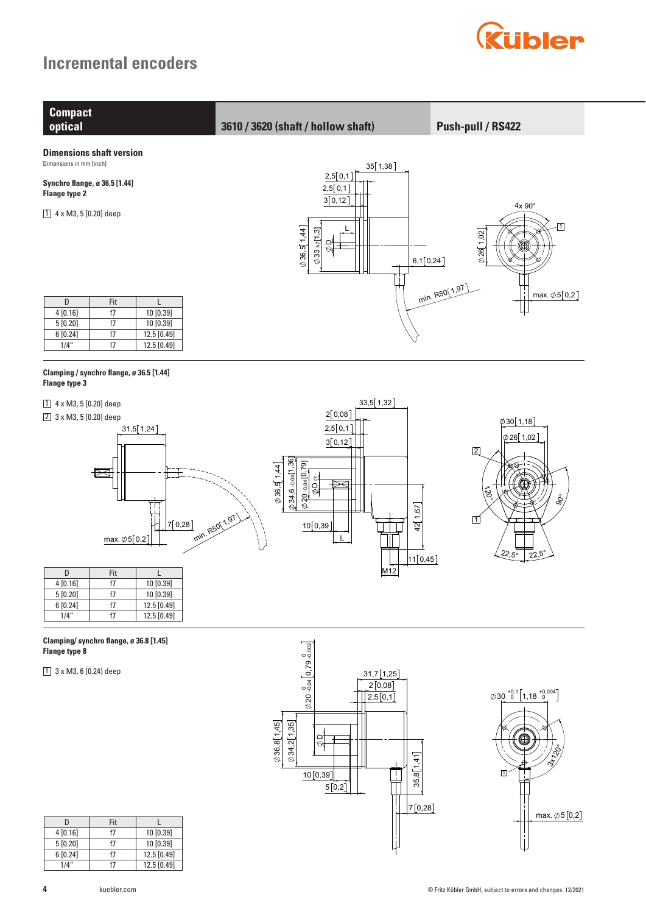# Incremental encoders

**Compact optical** | **3610 / 3620 (shaft / hollow shaft)** | **Push-pull / RS422**

## Dimensions shaft version

Dimensions in mm [inch]

### Synchro flange, ø 36.5 [1.44]

**Flange type 2**

1 4 x M3, 5 [0.20] deep

| D | Fit | L |
|---|---|---|
| 4 [0.16] | f7 | 10 [0.39] |
| 5 [0.20] | f7 | 10 [0.39] |
| 6 [0.24] | f7 | 12.5 [0.49] |
| 1/4" | f7 | 12.5 [0.49] |

### Clamping / synchro flange, ø 36.5 [1.44]

**Flange type 3**

1 4 x M3, 5 [0.20] deep

2 3 x M3, 5 [0.20] deep

| D | Fit | L |
|---|---|---|
| 4 [0.16] | f7 | 10 [0.39] |
| 5 [0.20] | f7 | 10 [0.39] |
| 6 [0.24] | f7 | 12.5 [0.49] |
| 1/4" | f7 | 12.5 [0.49] |

### Clamping/ synchro flange, ø 36.8 [1.45]

**Flange type 8**

1 3 x M3, 6 [0.24] deep

| D | Fit | L |
|---|---|---|
| 4 [0.16] | f7 | 10 [0.39] |
| 5 [0.20] | f7 | 10 [0.39] |
| 6 [0.24] | f7 | 12.5 [0.49] |
| 1/4" | f7 | 12.5 [0.49] |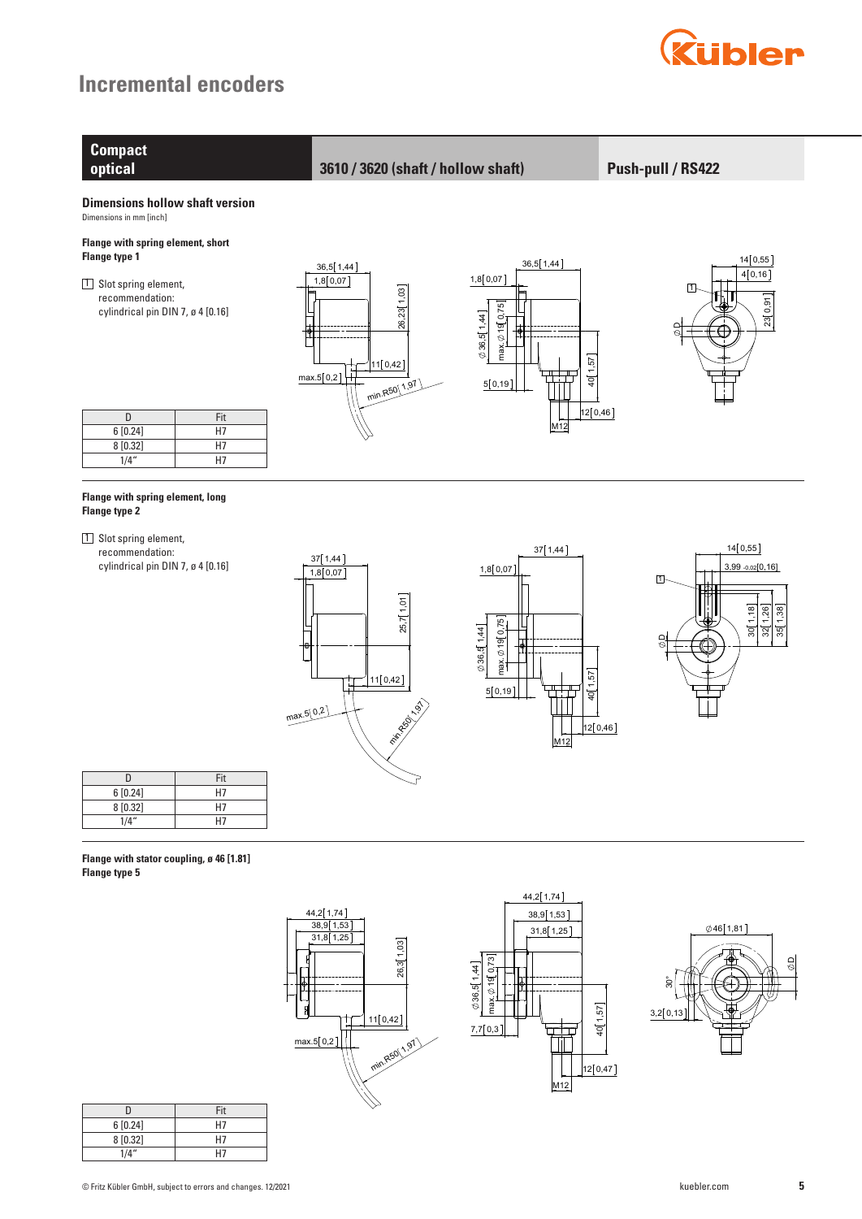# Incremental encoders

**Compact optical** | **3610 / 3620 (shaft / hollow shaft)** | **Push-pull / RS422**

## Dimensions hollow shaft version

Dimensions in mm [inch]

### Flange with spring element, short
**Flange type 1**

1 Slot spring element, recommendation: cylindrical pin DIN 7, ø 4 [0.16]

36,5 [1,44]
1,8 [0,07]
26,23 [1,03]
11 [0,42]
max.5 [0,2]
min.R50 [1,97]
ø 36,5 [1,44]
max. ø 19 [0,75]
5 [0,19]
40 [1,57]
12 [0,46]
M12
14 [0,55]
4 [0,16]
23 [0,91]
ø D

| D | Fit |
|---|---|
| 6 [0.24] | H7 |
| 8 [0.32] | H7 |
| 1/4" | H7 |

### Flange with spring element, long
**Flange type 2**

1 Slot spring element, recommendation: cylindrical pin DIN 7, ø 4 [0.16]

37 [1,44]
1,8 [0,07]
25,7 [1,01]
11 [0,42]
max.5 [0,2]
min.R50 [1,97]
ø 36,5 [1,44]
max. ø 19 [0,75]
5 [0,19]
40 [1,57]
12 [0,46]
M12
14 [0,55]
3,99 -0,02 [0,16]
30 [1,18]
32 [1,26]
35 [1,38]
ø D

| D | Fit |
|---|---|
| 6 [0.24] | H7 |
| 8 [0.32] | H7 |
| 1/4" | H7 |

### Flange with stator coupling, ø 46 [1.81]
**Flange type 5**

44,2 [1,74]
38,9 [1,53]
31,8 [1,25]
26,3 [1,03]
11 [0,42]
max.5 [0,2]
min.R50 [1,97]
ø 36,5 [1,44]
max. ø 19 [0,73]
7,7 [0,3]
40 [1,57]
12 [0,47]
M12
ø 46 [1,81]
30°
3,2 [0,13]
ø D

| D | Fit |
|---|---|
| 6 [0.24] | H7 |
| 8 [0.32] | H7 |
| 1/4" | H7 |

© Fritz Kübler GmbH, subject to errors and changes. 12/2021